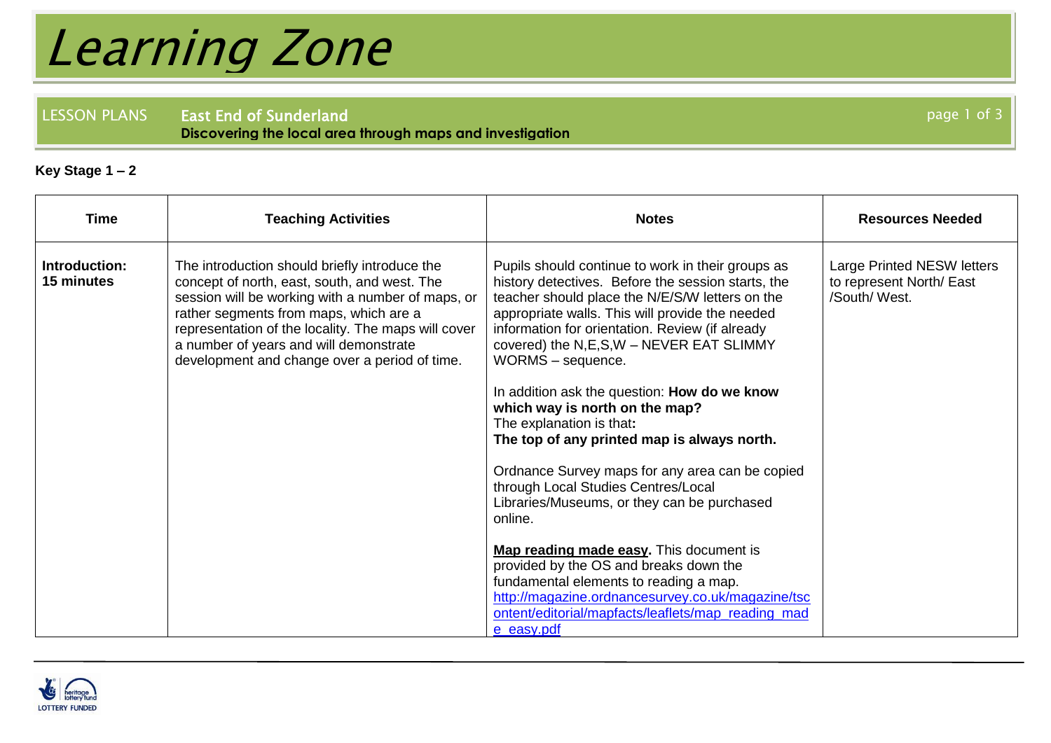# Learning Zone

LESSON PLANS **East End of Sunderland**

**Discovering the local area through maps and investigation**

**Key Stage 1 – 2**

| Time | Teaching Activities | Notes | Resources Needed |
|---|---|---|---|
| **Introduction: 15 minutes** | The introduction should briefly introduce the concept of north, east, south, and west. The session will be working with a number of maps, or rather segments from maps, which are a representation of the locality. The maps will cover a number of years and will demonstrate development and change over a period of time. | Pupils should continue to work in their groups as history detectives. Before the session starts, the teacher should place the N/E/S/W letters on the appropriate walls. This will provide the needed information for orientation. Review (if already covered) the N,E,S,W – NEVER EAT SLIMMY WORMS – sequence.<br><br>In addition ask the question: **How do we know which way is north on the map?**<br>The explanation is that**:**<br>**The top of any printed map is always north.**<br><br>Ordnance Survey maps for any area can be copied through Local Studies Centres/Local Libraries/Museums, or they can be purchased online.<br><br>**Map reading made easy.** This document is provided by the OS and breaks down the fundamental elements to reading a map.<br>http://magazine.ordnancesurvey.co.uk/magazine/tscontent/editorial/mapfacts/leaflets/map_reading_made_easy.pdf | Large Printed NESW letters to represent North/ East /South/ West. |

LOTTERY FUNDED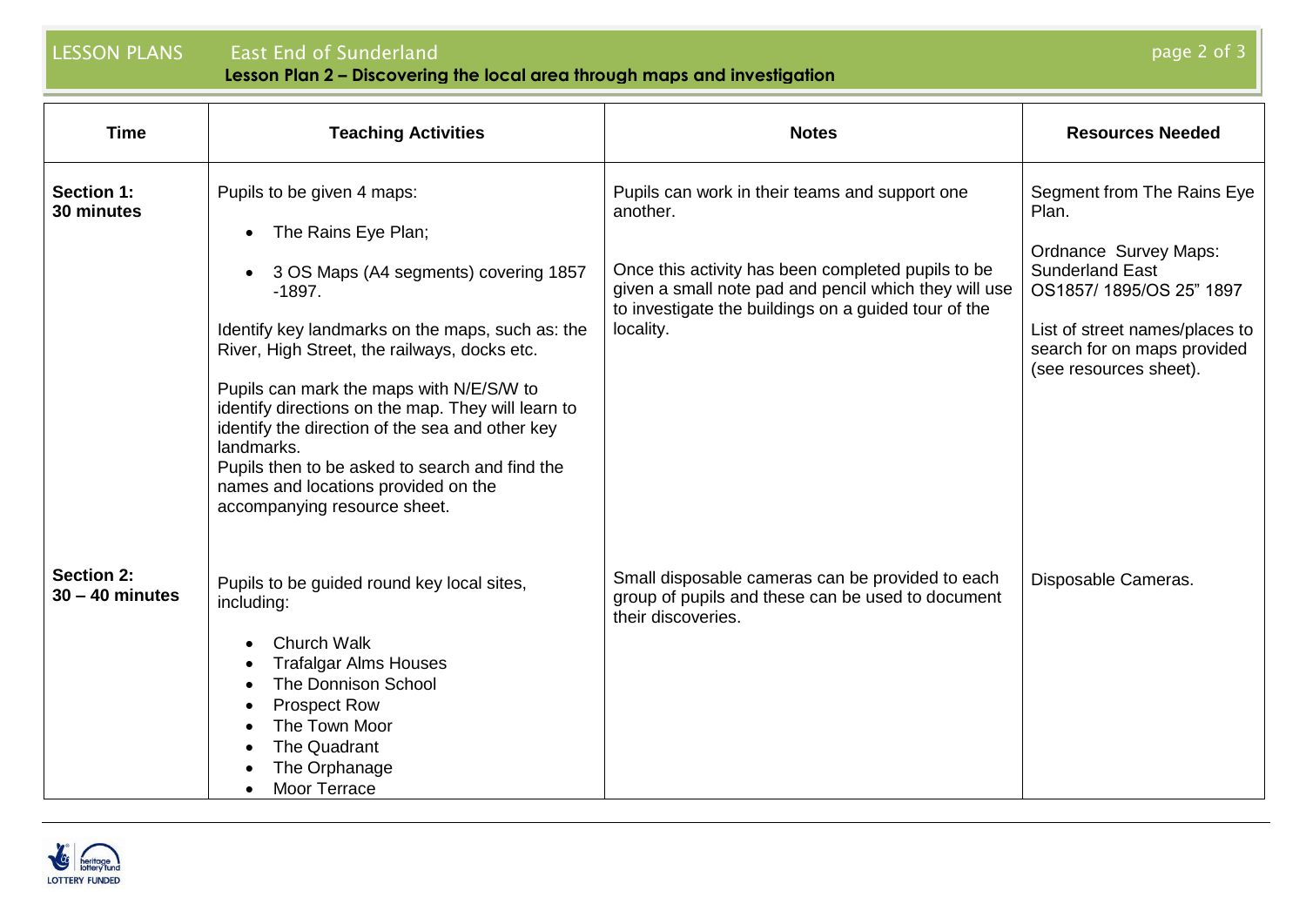## Lesson Plan 2 – Discovering the local area through maps and investigation

| Time | Teaching Activities | Notes | Resources Needed |
| --- | --- | --- | --- |
| **Section 1: 30 minutes** | Pupils to be given 4 maps:<br>• The Rains Eye Plan;<br>• 3 OS Maps (A4 segments) covering 1857 -1897.<br><br>Identify key landmarks on the maps, such as: the River, High Street, the railways, docks etc.<br><br>Pupils can mark the maps with N/E/S/W to identify directions on the map. They will learn to identify the direction of the sea and other key landmarks.<br>Pupils then to be asked to search and find the names and locations provided on the accompanying resource sheet. | Pupils can work in their teams and support one another.<br><br>Once this activity has been completed pupils to be given a small note pad and pencil which they will use to investigate the buildings on a guided tour of the locality. | Segment from The Rains Eye Plan.<br><br>Ordnance Survey Maps: Sunderland East OS1857/ 1895/OS 25" 1897<br><br>List of street names/places to search for on maps provided (see resources sheet). |
| **Section 2: 30 – 40 minutes** | Pupils to be guided round key local sites, including:<br>• Church Walk<br>• Trafalgar Alms Houses<br>• The Donnison School<br>• Prospect Row<br>• The Town Moor<br>• The Quadrant<br>• The Orphanage<br>• Moor Terrace | Small disposable cameras can be provided to each group of pupils and these can be used to document their discoveries. | Disposable Cameras. |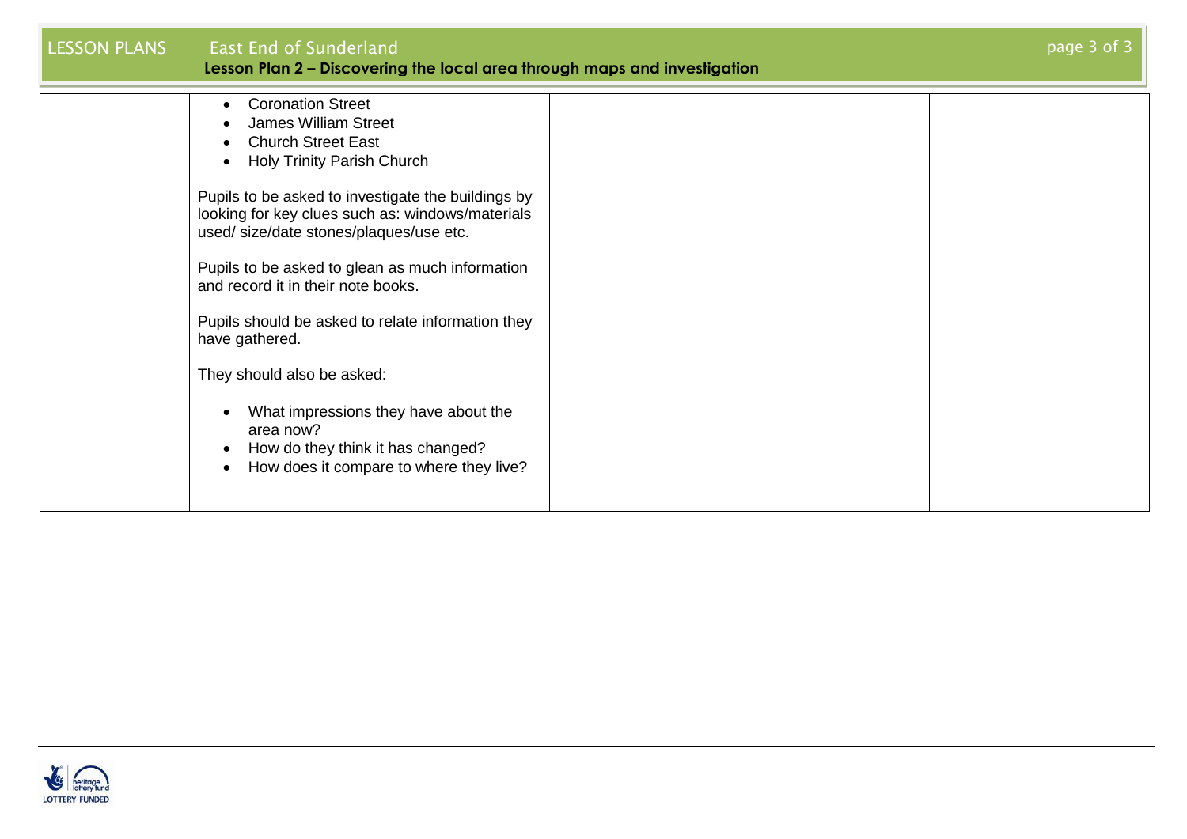| | | | |
|---|---|---|---|
| | • Coronation Street<br>• James William Street<br>• Church Street East<br>• Holy Trinity Parish Church<br><br>Pupils to be asked to investigate the buildings by looking for key clues such as: windows/materials used/ size/date stones/plaques/use etc.<br><br>Pupils to be asked to glean as much information and record it in their note books.<br><br>Pupils should be asked to relate information they have gathered.<br><br>They should also be asked:<br><br>• What impressions they have about the area now?<br>• How do they think it has changed?<br>• How does it compare to where they live? | | |